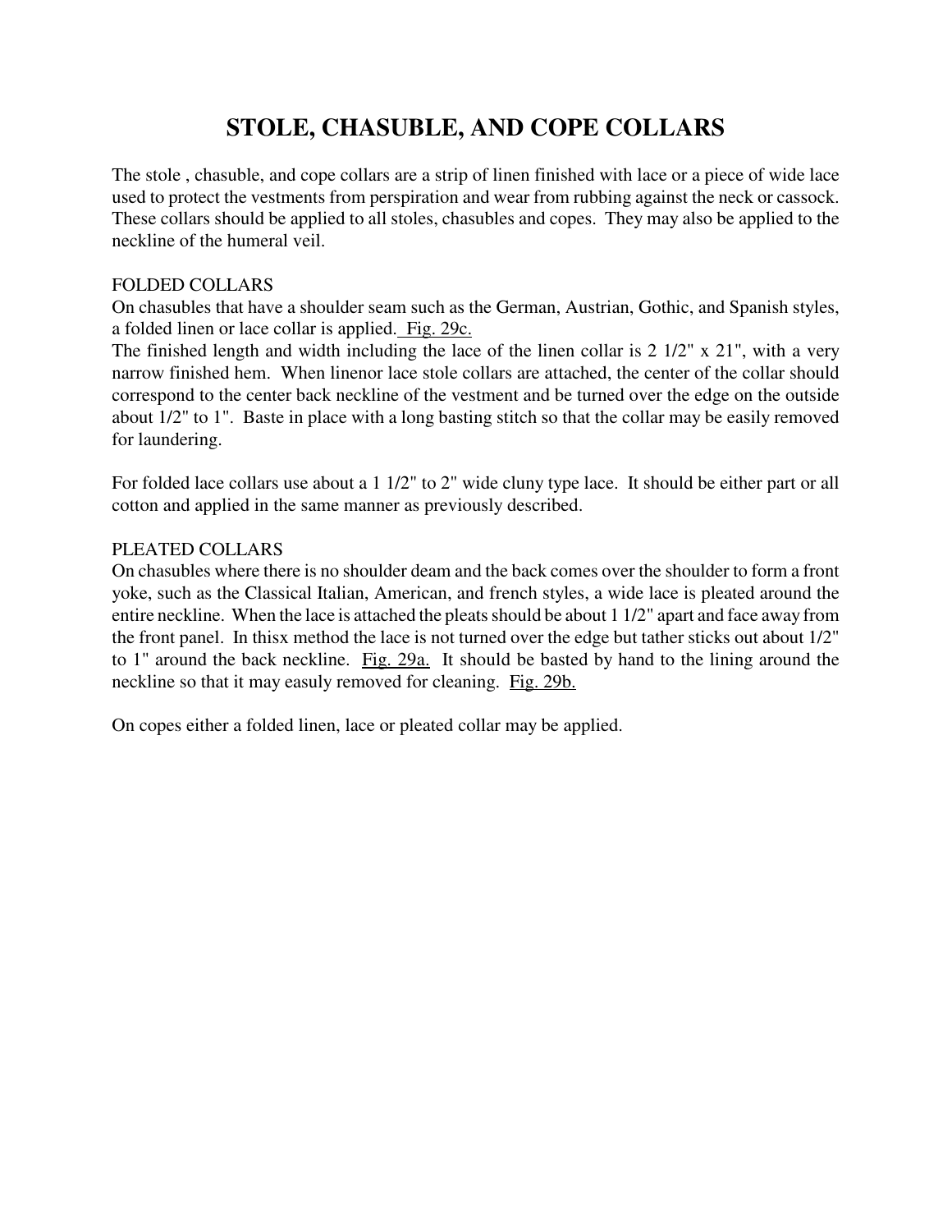# STOLE, CHASUBLE, AND COPE COLLARS

The stole , chasuble, and cope collars are a strip of linen finished with lace or a piece of wide lace used to protect the vestments from perspiration and wear from rubbing against the neck or cassock. These collars should be applied to all stoles, chasubles and copes. They may also be applied to the neckline of the humeral veil.

FOLDED COLLARS

On chasubles that have a shoulder seam such as the German, Austrian, Gothic, and Spanish styles, a folded linen or lace collar is applied. Fig. 29c.

The finished length and width including the lace of the linen collar is 2 1/2" x 21", with a very narrow finished hem. When linenor lace stole collars are attached, the center of the collar should correspond to the center back neckline of the vestment and be turned over the edge on the outside about 1/2" to 1". Baste in place with a long basting stitch so that the collar may be easily removed for laundering.

For folded lace collars use about a 1 1/2" to 2" wide cluny type lace. It should be either part or all cotton and applied in the same manner as previously described.

PLEATED COLLARS

On chasubles where there is no shoulder deam and the back comes over the shoulder to form a front yoke, such as the Classical Italian, American, and french styles, a wide lace is pleated around the entire neckline. When the lace is attached the pleats should be about 1 1/2" apart and face away from the front panel. In thisx method the lace is not turned over the edge but tather sticks out about 1/2" to 1" around the back neckline. Fig. 29a. It should be basted by hand to the lining around the neckline so that it may easuly removed for cleaning. Fig. 29b.

On copes either a folded linen, lace or pleated collar may be applied.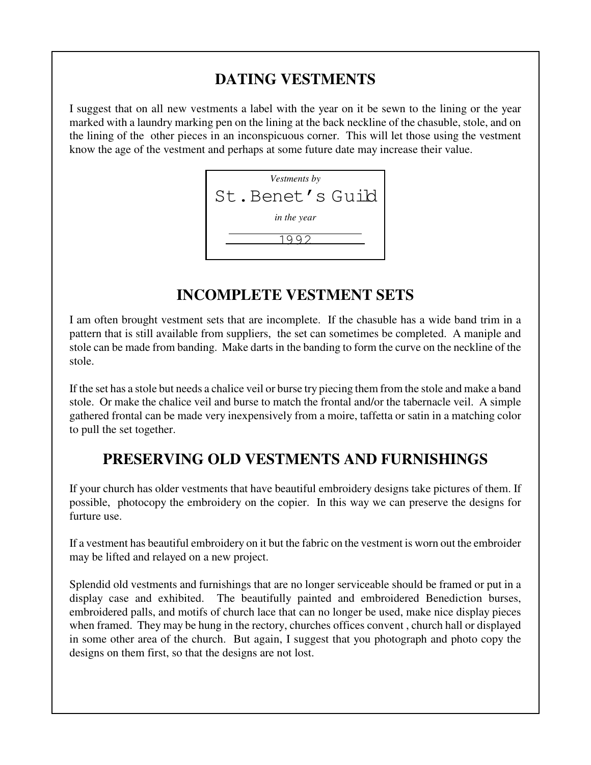## DATING VESTMENTS

I suggest that on all new vestments a label with the year on it be sewn to the lining or the year marked with a laundry marking pen on the lining at the back neckline of the chasuble, stole, and on the lining of the other pieces in an inconspicuous corner. This will let those using the vestment know the age of the vestment and perhaps at some future date may increase their value.

*Vestments by*

St.Benet's Guild

*in the year*

1992

## INCOMPLETE VESTMENT SETS

I am often brought vestment sets that are incomplete. If the chasuble has a wide band trim in a pattern that is still available from suppliers, the set can sometimes be completed. A maniple and stole can be made from banding. Make darts in the banding to form the curve on the neckline of the stole.

If the set has a stole but needs a chalice veil or burse try piecing them from the stole and make a band stole. Or make the chalice veil and burse to match the frontal and/or the tabernacle veil. A simple gathered frontal can be made very inexpensively from a moire, taffetta or satin in a matching color to pull the set together.

## PRESERVING OLD VESTMENTS AND FURNISHINGS

If your church has older vestments that have beautiful embroidery designs take pictures of them. If possible, photocopy the embroidery on the copier. In this way we can preserve the designs for furture use.

If a vestment has beautiful embroidery on it but the fabric on the vestment is worn out the embroider may be lifted and relayed on a new project.

Splendid old vestments and furnishings that are no longer serviceable should be framed or put in a display case and exhibited. The beautifully painted and embroidered Benediction burses, embroidered palls, and motifs of church lace that can no longer be used, make nice display pieces when framed. They may be hung in the rectory, churches offices convent , church hall or displayed in some other area of the church. But again, I suggest that you photograph and photo copy the designs on them first, so that the designs are not lost.